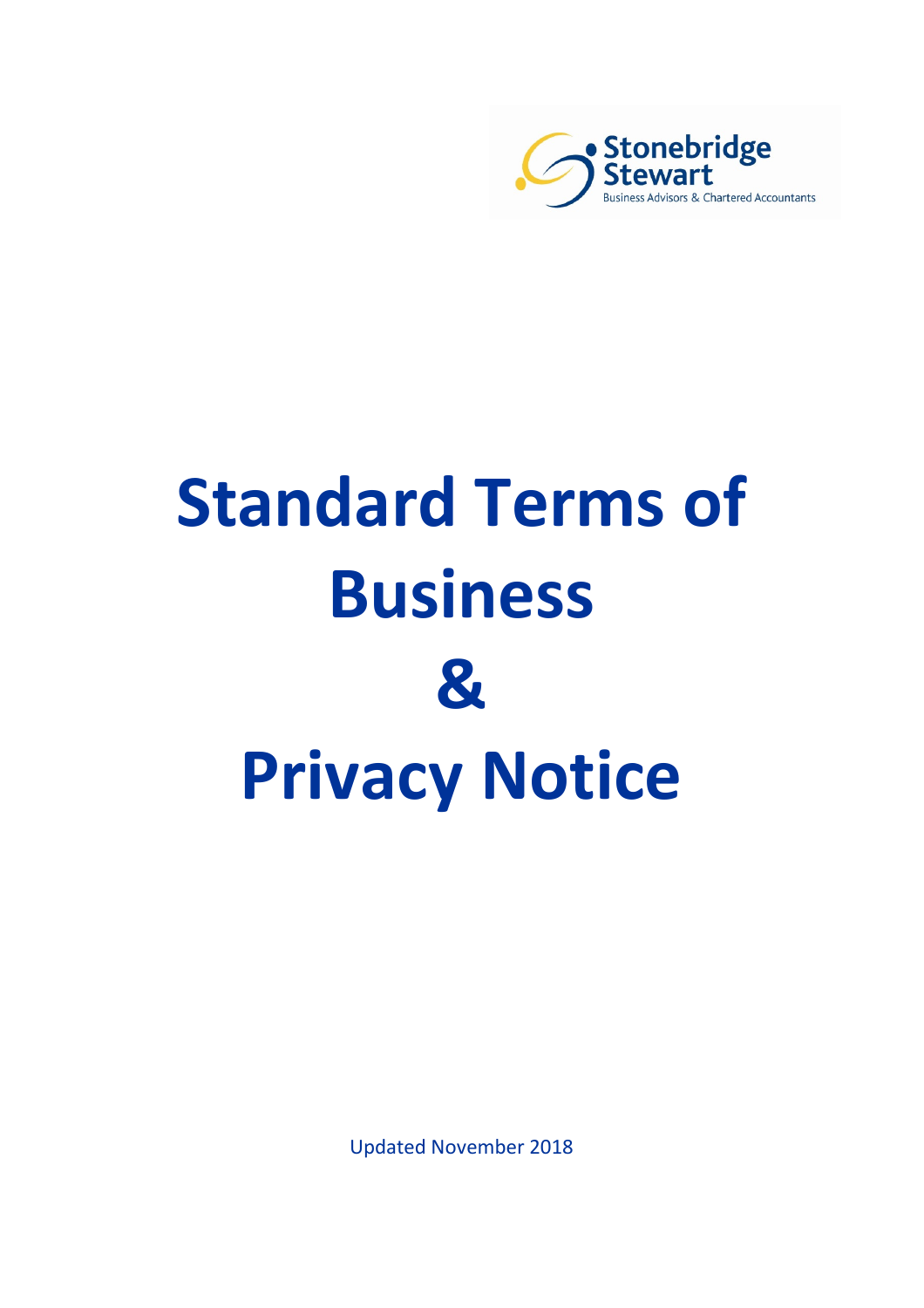Stonebridge Stewart

Business Advisors & Chartered Accountants

# Standard Terms of Business

# &

# Privacy Notice

Updated November 2018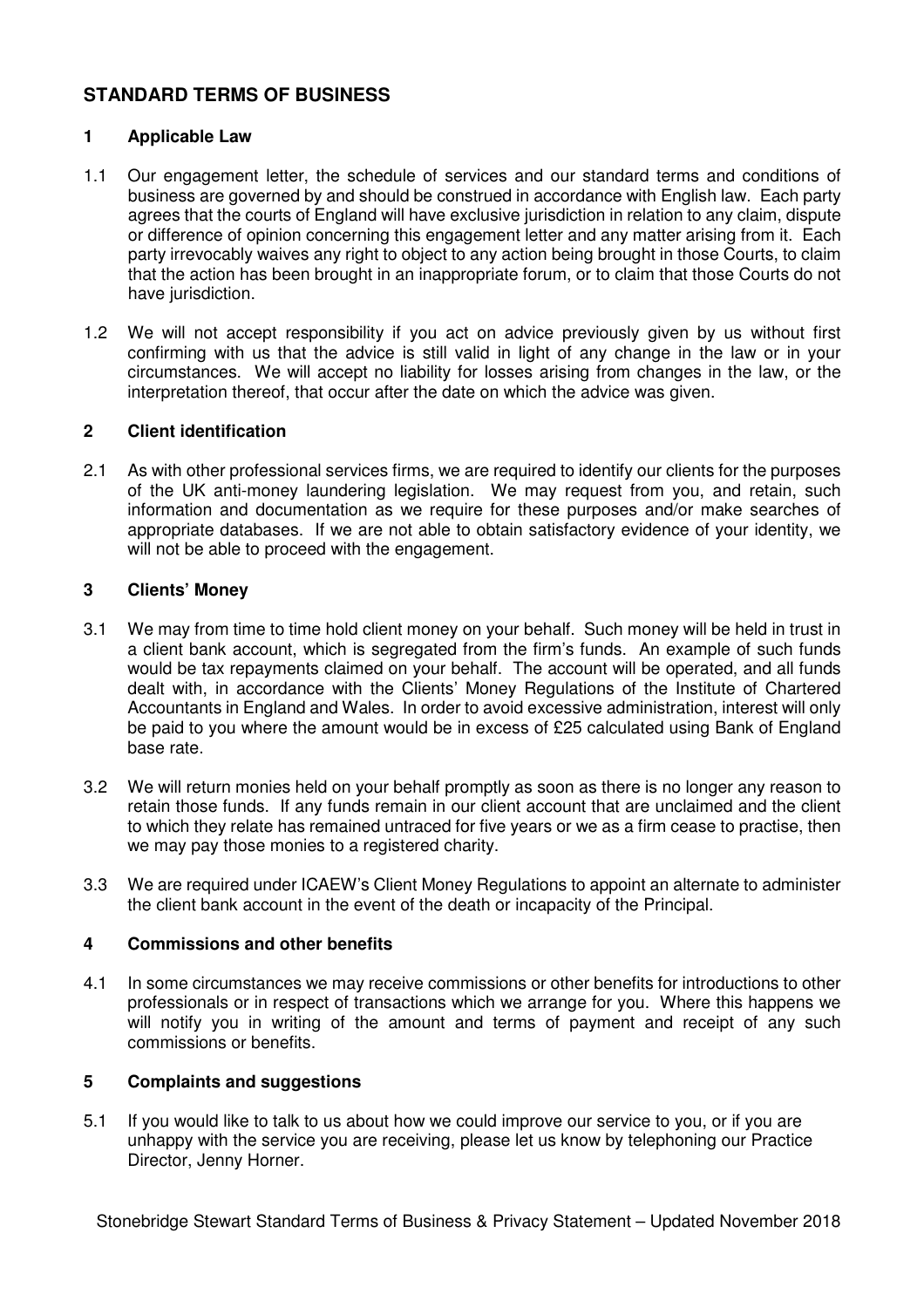## STANDARD TERMS OF BUSINESS

### 1 Applicable Law

1.1 Our engagement letter, the schedule of services and our standard terms and conditions of business are governed by and should be construed in accordance with English law. Each party agrees that the courts of England will have exclusive jurisdiction in relation to any claim, dispute or difference of opinion concerning this engagement letter and any matter arising from it. Each party irrevocably waives any right to object to any action being brought in those Courts, to claim that the action has been brought in an inappropriate forum, or to claim that those Courts do not have jurisdiction.

1.2 We will not accept responsibility if you act on advice previously given by us without first confirming with us that the advice is still valid in light of any change in the law or in your circumstances. We will accept no liability for losses arising from changes in the law, or the interpretation thereof, that occur after the date on which the advice was given.

### 2 Client identification

2.1 As with other professional services firms, we are required to identify our clients for the purposes of the UK anti-money laundering legislation. We may request from you, and retain, such information and documentation as we require for these purposes and/or make searches of appropriate databases. If we are not able to obtain satisfactory evidence of your identity, we will not be able to proceed with the engagement.

### 3 Clients' Money

3.1 We may from time to time hold client money on your behalf. Such money will be held in trust in a client bank account, which is segregated from the firm's funds. An example of such funds would be tax repayments claimed on your behalf. The account will be operated, and all funds dealt with, in accordance with the Clients' Money Regulations of the Institute of Chartered Accountants in England and Wales. In order to avoid excessive administration, interest will only be paid to you where the amount would be in excess of £25 calculated using Bank of England base rate.

3.2 We will return monies held on your behalf promptly as soon as there is no longer any reason to retain those funds. If any funds remain in our client account that are unclaimed and the client to which they relate has remained untraced for five years or we as a firm cease to practise, then we may pay those monies to a registered charity.

3.3 We are required under ICAEW's Client Money Regulations to appoint an alternate to administer the client bank account in the event of the death or incapacity of the Principal.

### 4 Commissions and other benefits

4.1 In some circumstances we may receive commissions or other benefits for introductions to other professionals or in respect of transactions which we arrange for you. Where this happens we will notify you in writing of the amount and terms of payment and receipt of any such commissions or benefits.

### 5 Complaints and suggestions

5.1 If you would like to talk to us about how we could improve our service to you, or if you are unhappy with the service you are receiving, please let us know by telephoning our Practice Director, Jenny Horner.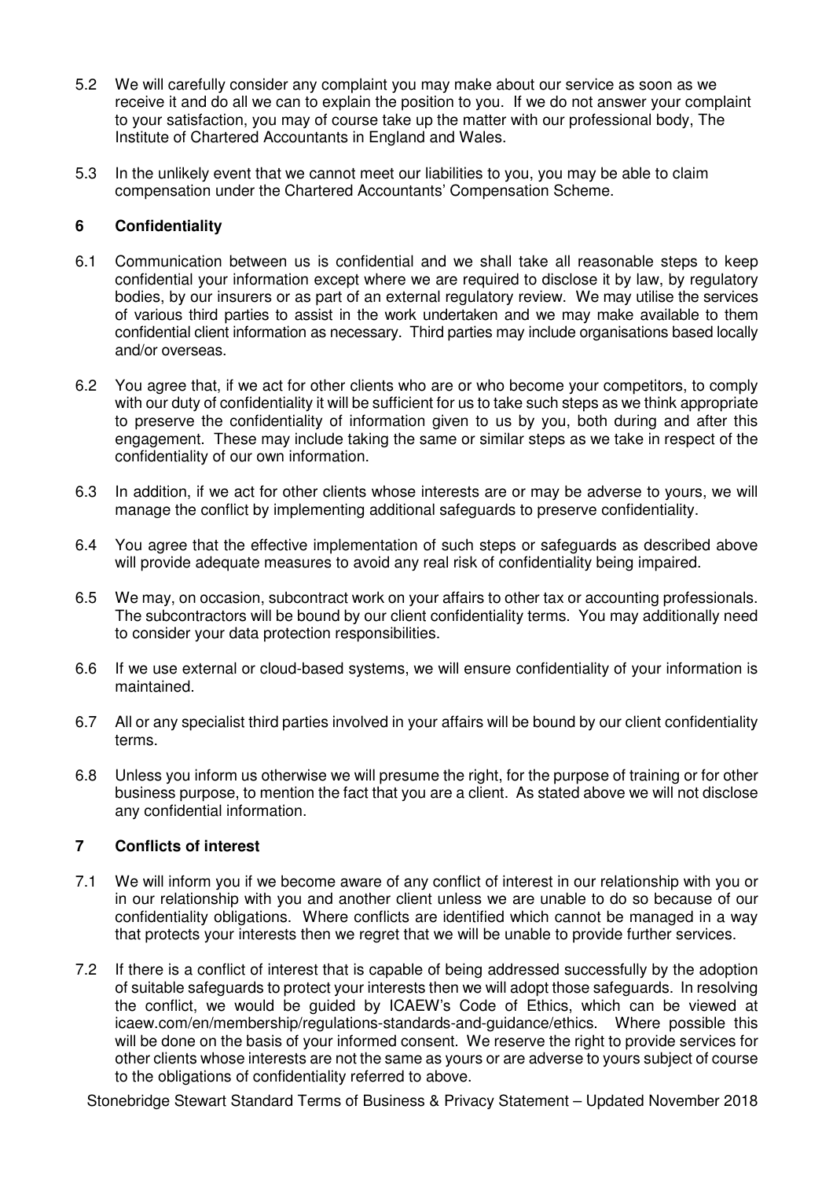5.2 We will carefully consider any complaint you may make about our service as soon as we receive it and do all we can to explain the position to you. If we do not answer your complaint to your satisfaction, you may of course take up the matter with our professional body, The Institute of Chartered Accountants in England and Wales.

5.3 In the unlikely event that we cannot meet our liabilities to you, you may be able to claim compensation under the Chartered Accountants' Compensation Scheme.

## 6 Confidentiality

6.1 Communication between us is confidential and we shall take all reasonable steps to keep confidential your information except where we are required to disclose it by law, by regulatory bodies, by our insurers or as part of an external regulatory review. We may utilise the services of various third parties to assist in the work undertaken and we may make available to them confidential client information as necessary. Third parties may include organisations based locally and/or overseas.

6.2 You agree that, if we act for other clients who are or who become your competitors, to comply with our duty of confidentiality it will be sufficient for us to take such steps as we think appropriate to preserve the confidentiality of information given to us by you, both during and after this engagement. These may include taking the same or similar steps as we take in respect of the confidentiality of our own information.

6.3 In addition, if we act for other clients whose interests are or may be adverse to yours, we will manage the conflict by implementing additional safeguards to preserve confidentiality.

6.4 You agree that the effective implementation of such steps or safeguards as described above will provide adequate measures to avoid any real risk of confidentiality being impaired.

6.5 We may, on occasion, subcontract work on your affairs to other tax or accounting professionals. The subcontractors will be bound by our client confidentiality terms. You may additionally need to consider your data protection responsibilities.

6.6 If we use external or cloud-based systems, we will ensure confidentiality of your information is maintained.

6.7 All or any specialist third parties involved in your affairs will be bound by our client confidentiality terms.

6.8 Unless you inform us otherwise we will presume the right, for the purpose of training or for other business purpose, to mention the fact that you are a client. As stated above we will not disclose any confidential information.

## 7 Conflicts of interest

7.1 We will inform you if we become aware of any conflict of interest in our relationship with you or in our relationship with you and another client unless we are unable to do so because of our confidentiality obligations. Where conflicts are identified which cannot be managed in a way that protects your interests then we regret that we will be unable to provide further services.

7.2 If there is a conflict of interest that is capable of being addressed successfully by the adoption of suitable safeguards to protect your interests then we will adopt those safeguards. In resolving the conflict, we would be guided by ICAEW's Code of Ethics, which can be viewed at icaew.com/en/membership/regulations-standards-and-guidance/ethics. Where possible this will be done on the basis of your informed consent. We reserve the right to provide services for other clients whose interests are not the same as yours or are adverse to yours subject of course to the obligations of confidentiality referred to above.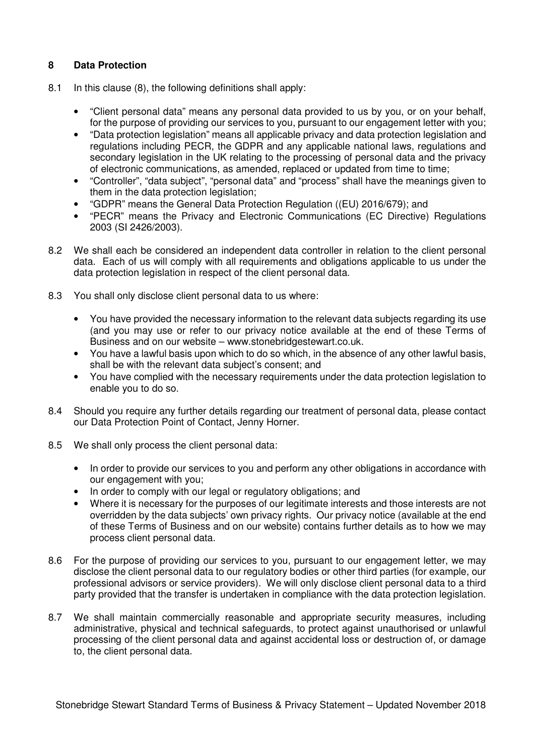## 8 Data Protection

8.1 In this clause (8), the following definitions shall apply:

- "Client personal data" means any personal data provided to us by you, or on your behalf, for the purpose of providing our services to you, pursuant to our engagement letter with you;
- "Data protection legislation" means all applicable privacy and data protection legislation and regulations including PECR, the GDPR and any applicable national laws, regulations and secondary legislation in the UK relating to the processing of personal data and the privacy of electronic communications, as amended, replaced or updated from time to time;
- "Controller", "data subject", "personal data" and "process" shall have the meanings given to them in the data protection legislation;
- "GDPR" means the General Data Protection Regulation ((EU) 2016/679); and
- "PECR" means the Privacy and Electronic Communications (EC Directive) Regulations 2003 (SI 2426/2003).

8.2 We shall each be considered an independent data controller in relation to the client personal data. Each of us will comply with all requirements and obligations applicable to us under the data protection legislation in respect of the client personal data.

8.3 You shall only disclose client personal data to us where:

- You have provided the necessary information to the relevant data subjects regarding its use (and you may use or refer to our privacy notice available at the end of these Terms of Business and on our website – www.stonebridgestewart.co.uk.
- You have a lawful basis upon which to do so which, in the absence of any other lawful basis, shall be with the relevant data subject's consent; and
- You have complied with the necessary requirements under the data protection legislation to enable you to do so.

8.4 Should you require any further details regarding our treatment of personal data, please contact our Data Protection Point of Contact, Jenny Horner.

8.5 We shall only process the client personal data:

- In order to provide our services to you and perform any other obligations in accordance with our engagement with you;
- In order to comply with our legal or regulatory obligations; and
- Where it is necessary for the purposes of our legitimate interests and those interests are not overridden by the data subjects' own privacy rights. Our privacy notice (available at the end of these Terms of Business and on our website) contains further details as to how we may process client personal data.

8.6 For the purpose of providing our services to you, pursuant to our engagement letter, we may disclose the client personal data to our regulatory bodies or other third parties (for example, our professional advisors or service providers). We will only disclose client personal data to a third party provided that the transfer is undertaken in compliance with the data protection legislation.

8.7 We shall maintain commercially reasonable and appropriate security measures, including administrative, physical and technical safeguards, to protect against unauthorised or unlawful processing of the client personal data and against accidental loss or destruction of, or damage to, the client personal data.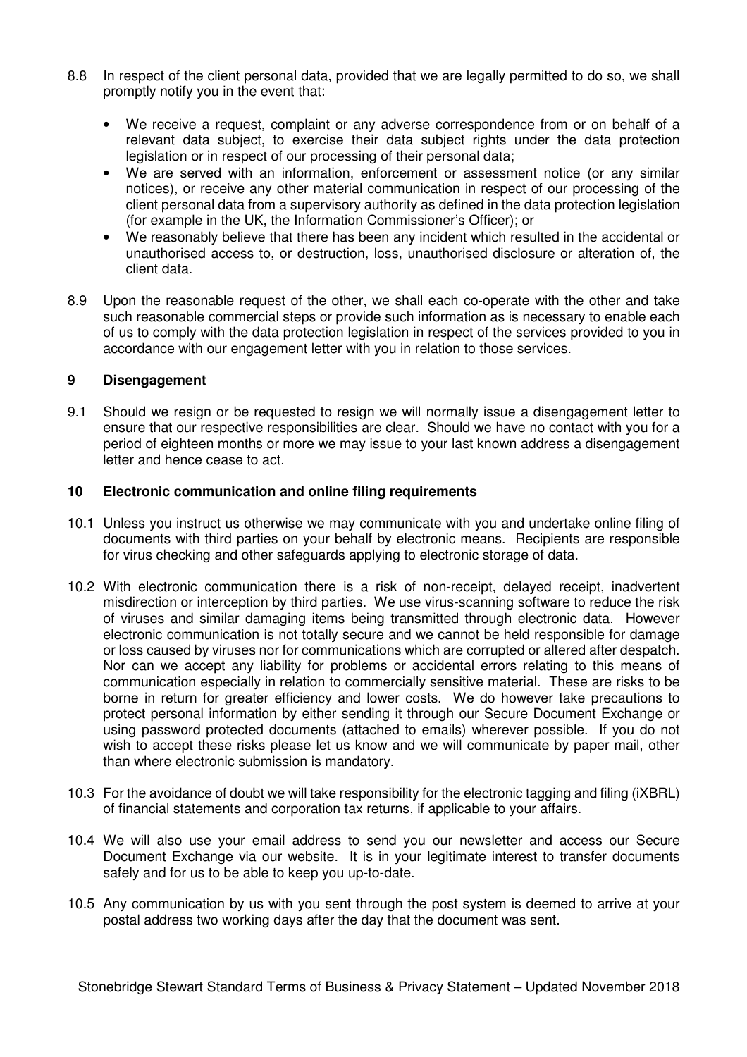8.8 In respect of the client personal data, provided that we are legally permitted to do so, we shall promptly notify you in the event that:

- We receive a request, complaint or any adverse correspondence from or on behalf of a relevant data subject, to exercise their data subject rights under the data protection legislation or in respect of our processing of their personal data;
- We are served with an information, enforcement or assessment notice (or any similar notices), or receive any other material communication in respect of our processing of the client personal data from a supervisory authority as defined in the data protection legislation (for example in the UK, the Information Commissioner's Officer); or
- We reasonably believe that there has been any incident which resulted in the accidental or unauthorised access to, or destruction, loss, unauthorised disclosure or alteration of, the client data.

8.9 Upon the reasonable request of the other, we shall each co-operate with the other and take such reasonable commercial steps or provide such information as is necessary to enable each of us to comply with the data protection legislation in respect of the services provided to you in accordance with our engagement letter with you in relation to those services.

## 9 Disengagement

9.1 Should we resign or be requested to resign we will normally issue a disengagement letter to ensure that our respective responsibilities are clear. Should we have no contact with you for a period of eighteen months or more we may issue to your last known address a disengagement letter and hence cease to act.

## 10 Electronic communication and online filing requirements

10.1 Unless you instruct us otherwise we may communicate with you and undertake online filing of documents with third parties on your behalf by electronic means. Recipients are responsible for virus checking and other safeguards applying to electronic storage of data.

10.2 With electronic communication there is a risk of non-receipt, delayed receipt, inadvertent misdirection or interception by third parties. We use virus-scanning software to reduce the risk of viruses and similar damaging items being transmitted through electronic data. However electronic communication is not totally secure and we cannot be held responsible for damage or loss caused by viruses nor for communications which are corrupted or altered after despatch. Nor can we accept any liability for problems or accidental errors relating to this means of communication especially in relation to commercially sensitive material. These are risks to be borne in return for greater efficiency and lower costs. We do however take precautions to protect personal information by either sending it through our Secure Document Exchange or using password protected documents (attached to emails) wherever possible. If you do not wish to accept these risks please let us know and we will communicate by paper mail, other than where electronic submission is mandatory.

10.3 For the avoidance of doubt we will take responsibility for the electronic tagging and filing (iXBRL) of financial statements and corporation tax returns, if applicable to your affairs.

10.4 We will also use your email address to send you our newsletter and access our Secure Document Exchange via our website. It is in your legitimate interest to transfer documents safely and for us to be able to keep you up-to-date.

10.5 Any communication by us with you sent through the post system is deemed to arrive at your postal address two working days after the day that the document was sent.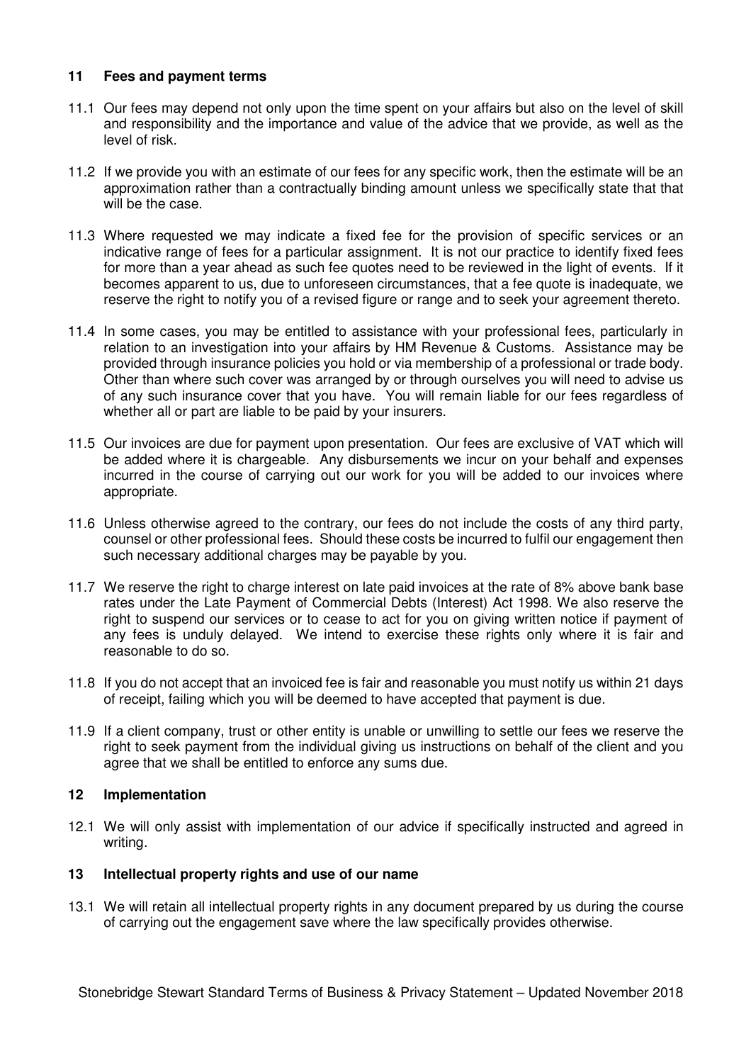## 11 Fees and payment terms

11.1 Our fees may depend not only upon the time spent on your affairs but also on the level of skill and responsibility and the importance and value of the advice that we provide, as well as the level of risk.

11.2 If we provide you with an estimate of our fees for any specific work, then the estimate will be an approximation rather than a contractually binding amount unless we specifically state that that will be the case.

11.3 Where requested we may indicate a fixed fee for the provision of specific services or an indicative range of fees for a particular assignment. It is not our practice to identify fixed fees for more than a year ahead as such fee quotes need to be reviewed in the light of events. If it becomes apparent to us, due to unforeseen circumstances, that a fee quote is inadequate, we reserve the right to notify you of a revised figure or range and to seek your agreement thereto.

11.4 In some cases, you may be entitled to assistance with your professional fees, particularly in relation to an investigation into your affairs by HM Revenue & Customs. Assistance may be provided through insurance policies you hold or via membership of a professional or trade body. Other than where such cover was arranged by or through ourselves you will need to advise us of any such insurance cover that you have. You will remain liable for our fees regardless of whether all or part are liable to be paid by your insurers.

11.5 Our invoices are due for payment upon presentation. Our fees are exclusive of VAT which will be added where it is chargeable. Any disbursements we incur on your behalf and expenses incurred in the course of carrying out our work for you will be added to our invoices where appropriate.

11.6 Unless otherwise agreed to the contrary, our fees do not include the costs of any third party, counsel or other professional fees. Should these costs be incurred to fulfil our engagement then such necessary additional charges may be payable by you.

11.7 We reserve the right to charge interest on late paid invoices at the rate of 8% above bank base rates under the Late Payment of Commercial Debts (Interest) Act 1998. We also reserve the right to suspend our services or to cease to act for you on giving written notice if payment of any fees is unduly delayed. We intend to exercise these rights only where it is fair and reasonable to do so.

11.8 If you do not accept that an invoiced fee is fair and reasonable you must notify us within 21 days of receipt, failing which you will be deemed to have accepted that payment is due.

11.9 If a client company, trust or other entity is unable or unwilling to settle our fees we reserve the right to seek payment from the individual giving us instructions on behalf of the client and you agree that we shall be entitled to enforce any sums due.

## 12 Implementation

12.1 We will only assist with implementation of our advice if specifically instructed and agreed in writing.

## 13 Intellectual property rights and use of our name

13.1 We will retain all intellectual property rights in any document prepared by us during the course of carrying out the engagement save where the law specifically provides otherwise.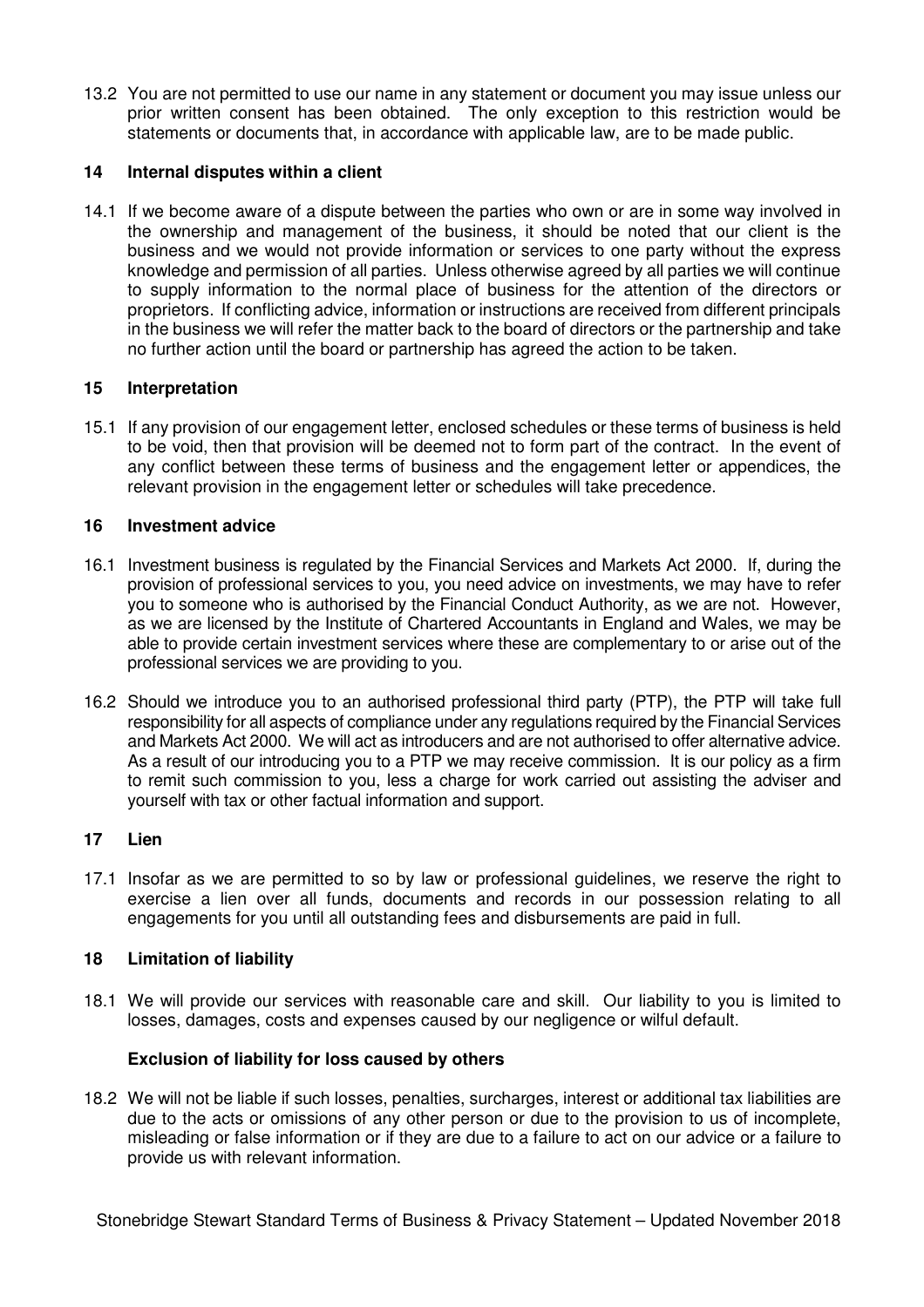13.2 You are not permitted to use our name in any statement or document you may issue unless our prior written consent has been obtained. The only exception to this restriction would be statements or documents that, in accordance with applicable law, are to be made public.

## 14 Internal disputes within a client

14.1 If we become aware of a dispute between the parties who own or are in some way involved in the ownership and management of the business, it should be noted that our client is the business and we would not provide information or services to one party without the express knowledge and permission of all parties. Unless otherwise agreed by all parties we will continue to supply information to the normal place of business for the attention of the directors or proprietors. If conflicting advice, information or instructions are received from different principals in the business we will refer the matter back to the board of directors or the partnership and take no further action until the board or partnership has agreed the action to be taken.

## 15 Interpretation

15.1 If any provision of our engagement letter, enclosed schedules or these terms of business is held to be void, then that provision will be deemed not to form part of the contract. In the event of any conflict between these terms of business and the engagement letter or appendices, the relevant provision in the engagement letter or schedules will take precedence.

## 16 Investment advice

16.1 Investment business is regulated by the Financial Services and Markets Act 2000. If, during the provision of professional services to you, you need advice on investments, we may have to refer you to someone who is authorised by the Financial Conduct Authority, as we are not. However, as we are licensed by the Institute of Chartered Accountants in England and Wales, we may be able to provide certain investment services where these are complementary to or arise out of the professional services we are providing to you.

16.2 Should we introduce you to an authorised professional third party (PTP), the PTP will take full responsibility for all aspects of compliance under any regulations required by the Financial Services and Markets Act 2000. We will act as introducers and are not authorised to offer alternative advice. As a result of our introducing you to a PTP we may receive commission. It is our policy as a firm to remit such commission to you, less a charge for work carried out assisting the adviser and yourself with tax or other factual information and support.

## 17 Lien

17.1 Insofar as we are permitted to so by law or professional guidelines, we reserve the right to exercise a lien over all funds, documents and records in our possession relating to all engagements for you until all outstanding fees and disbursements are paid in full.

## 18 Limitation of liability

18.1 We will provide our services with reasonable care and skill. Our liability to you is limited to losses, damages, costs and expenses caused by our negligence or wilful default.

### Exclusion of liability for loss caused by others

18.2 We will not be liable if such losses, penalties, surcharges, interest or additional tax liabilities are due to the acts or omissions of any other person or due to the provision to us of incomplete, misleading or false information or if they are due to a failure to act on our advice or a failure to provide us with relevant information.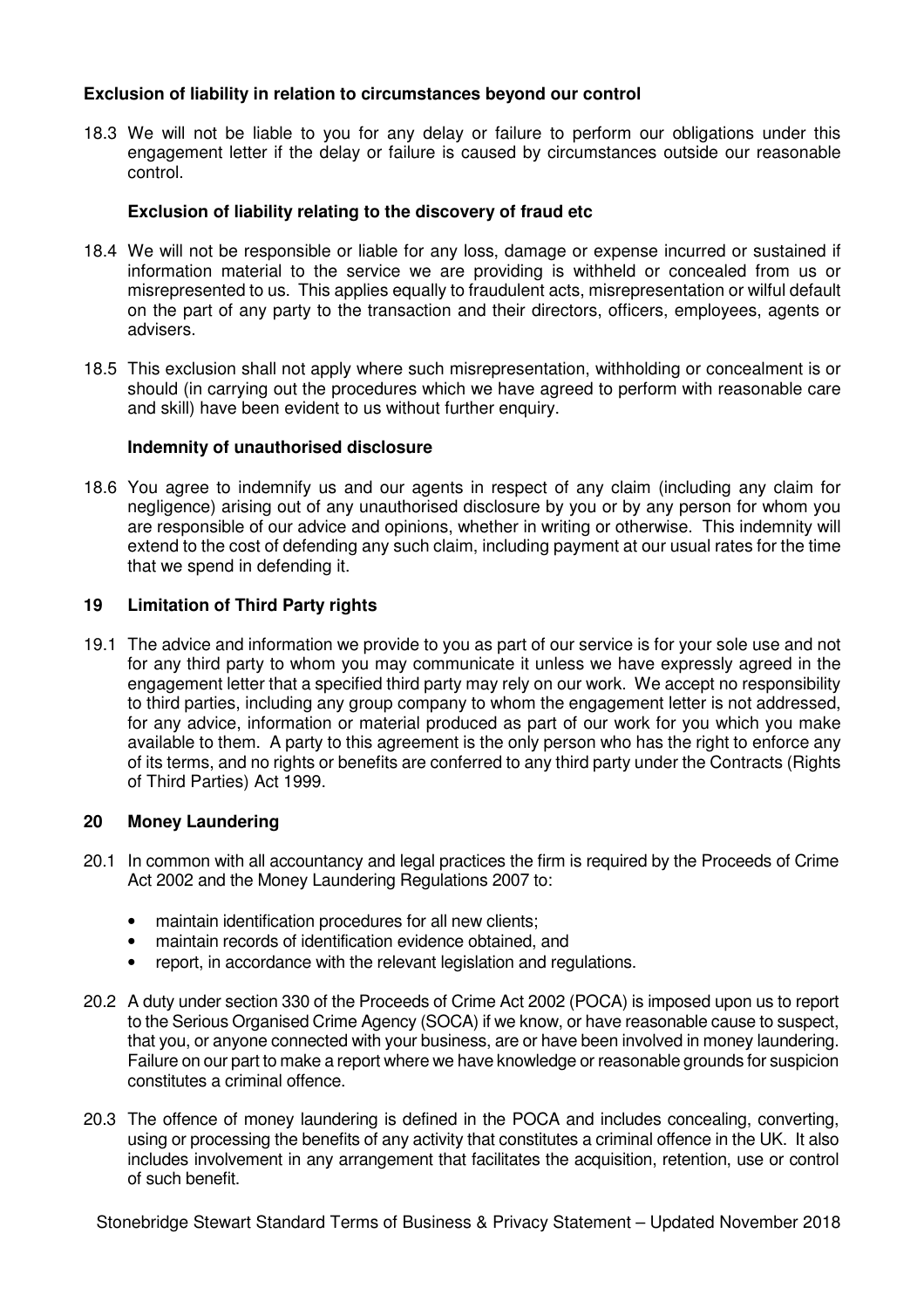**Exclusion of liability in relation to circumstances beyond our control**

18.3 We will not be liable to you for any delay or failure to perform our obligations under this engagement letter if the delay or failure is caused by circumstances outside our reasonable control.

**Exclusion of liability relating to the discovery of fraud etc**

18.4 We will not be responsible or liable for any loss, damage or expense incurred or sustained if information material to the service we are providing is withheld or concealed from us or misrepresented to us. This applies equally to fraudulent acts, misrepresentation or wilful default on the part of any party to the transaction and their directors, officers, employees, agents or advisers.

18.5 This exclusion shall not apply where such misrepresentation, withholding or concealment is or should (in carrying out the procedures which we have agreed to perform with reasonable care and skill) have been evident to us without further enquiry.

**Indemnity of unauthorised disclosure**

18.6 You agree to indemnify us and our agents in respect of any claim (including any claim for negligence) arising out of any unauthorised disclosure by you or by any person for whom you are responsible of our advice and opinions, whether in writing or otherwise. This indemnity will extend to the cost of defending any such claim, including payment at our usual rates for the time that we spend in defending it.

## 19 Limitation of Third Party rights

19.1 The advice and information we provide to you as part of our service is for your sole use and not for any third party to whom you may communicate it unless we have expressly agreed in the engagement letter that a specified third party may rely on our work. We accept no responsibility to third parties, including any group company to whom the engagement letter is not addressed, for any advice, information or material produced as part of our work for you which you make available to them. A party to this agreement is the only person who has the right to enforce any of its terms, and no rights or benefits are conferred to any third party under the Contracts (Rights of Third Parties) Act 1999.

## 20 Money Laundering

20.1 In common with all accountancy and legal practices the firm is required by the Proceeds of Crime Act 2002 and the Money Laundering Regulations 2007 to:

- maintain identification procedures for all new clients;
- maintain records of identification evidence obtained, and
- report, in accordance with the relevant legislation and regulations.

20.2 A duty under section 330 of the Proceeds of Crime Act 2002 (POCA) is imposed upon us to report to the Serious Organised Crime Agency (SOCA) if we know, or have reasonable cause to suspect, that you, or anyone connected with your business, are or have been involved in money laundering. Failure on our part to make a report where we have knowledge or reasonable grounds for suspicion constitutes a criminal offence.

20.3 The offence of money laundering is defined in the POCA and includes concealing, converting, using or processing the benefits of any activity that constitutes a criminal offence in the UK. It also includes involvement in any arrangement that facilitates the acquisition, retention, use or control of such benefit.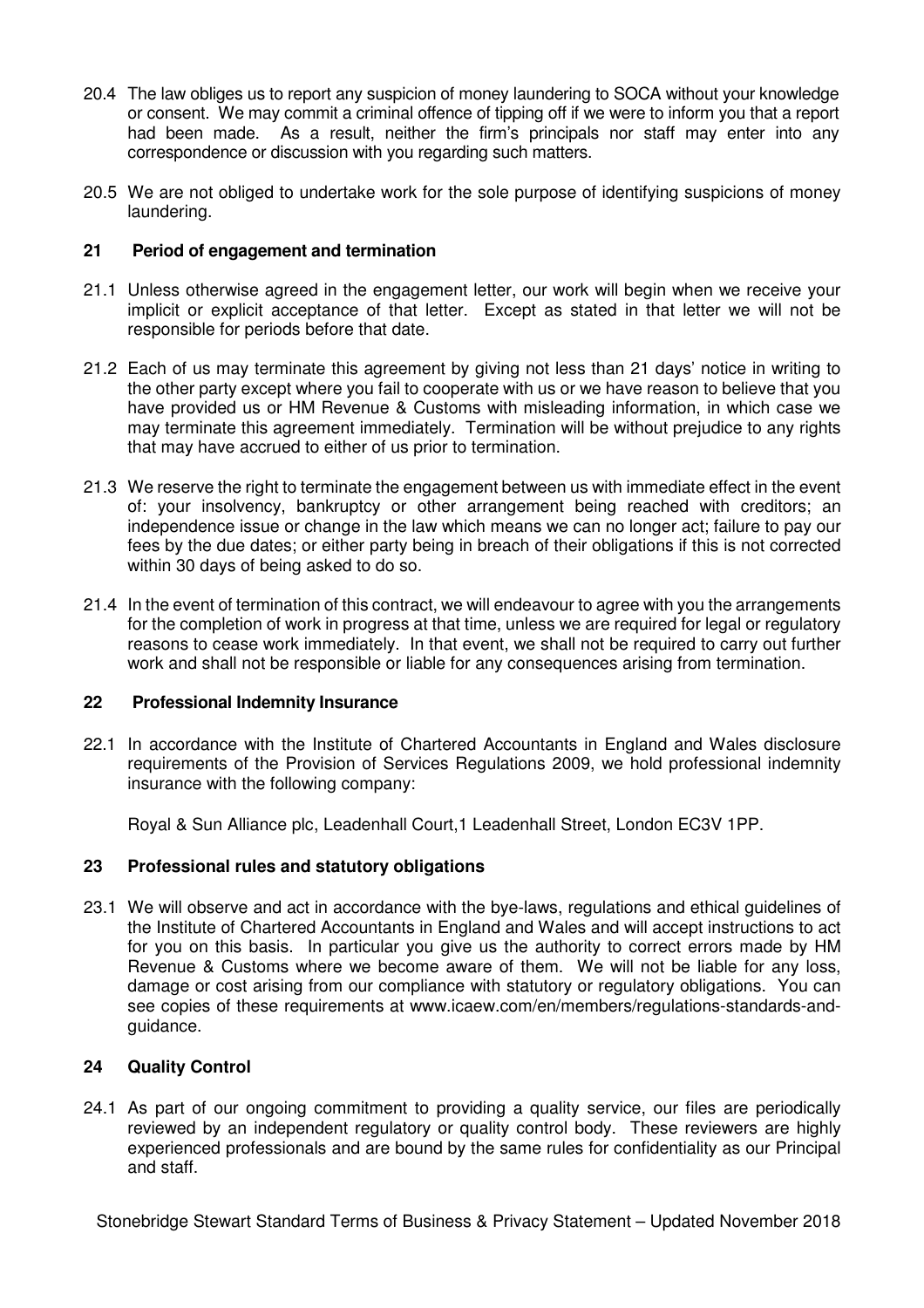20.4 The law obliges us to report any suspicion of money laundering to SOCA without your knowledge or consent. We may commit a criminal offence of tipping off if we were to inform you that a report had been made. As a result, neither the firm's principals nor staff may enter into any correspondence or discussion with you regarding such matters.

20.5 We are not obliged to undertake work for the sole purpose of identifying suspicions of money laundering.

## 21 Period of engagement and termination

21.1 Unless otherwise agreed in the engagement letter, our work will begin when we receive your implicit or explicit acceptance of that letter. Except as stated in that letter we will not be responsible for periods before that date.

21.2 Each of us may terminate this agreement by giving not less than 21 days' notice in writing to the other party except where you fail to cooperate with us or we have reason to believe that you have provided us or HM Revenue & Customs with misleading information, in which case we may terminate this agreement immediately. Termination will be without prejudice to any rights that may have accrued to either of us prior to termination.

21.3 We reserve the right to terminate the engagement between us with immediate effect in the event of: your insolvency, bankruptcy or other arrangement being reached with creditors; an independence issue or change in the law which means we can no longer act; failure to pay our fees by the due dates; or either party being in breach of their obligations if this is not corrected within 30 days of being asked to do so.

21.4 In the event of termination of this contract, we will endeavour to agree with you the arrangements for the completion of work in progress at that time, unless we are required for legal or regulatory reasons to cease work immediately. In that event, we shall not be required to carry out further work and shall not be responsible or liable for any consequences arising from termination.

## 22 Professional Indemnity Insurance

22.1 In accordance with the Institute of Chartered Accountants in England and Wales disclosure requirements of the Provision of Services Regulations 2009, we hold professional indemnity insurance with the following company:

Royal & Sun Alliance plc, Leadenhall Court,1 Leadenhall Street, London EC3V 1PP.

## 23 Professional rules and statutory obligations

23.1 We will observe and act in accordance with the bye-laws, regulations and ethical guidelines of the Institute of Chartered Accountants in England and Wales and will accept instructions to act for you on this basis. In particular you give us the authority to correct errors made by HM Revenue & Customs where we become aware of them. We will not be liable for any loss, damage or cost arising from our compliance with statutory or regulatory obligations. You can see copies of these requirements at www.icaew.com/en/members/regulations-standards-and-guidance.

## 24 Quality Control

24.1 As part of our ongoing commitment to providing a quality service, our files are periodically reviewed by an independent regulatory or quality control body. These reviewers are highly experienced professionals and are bound by the same rules for confidentiality as our Principal and staff.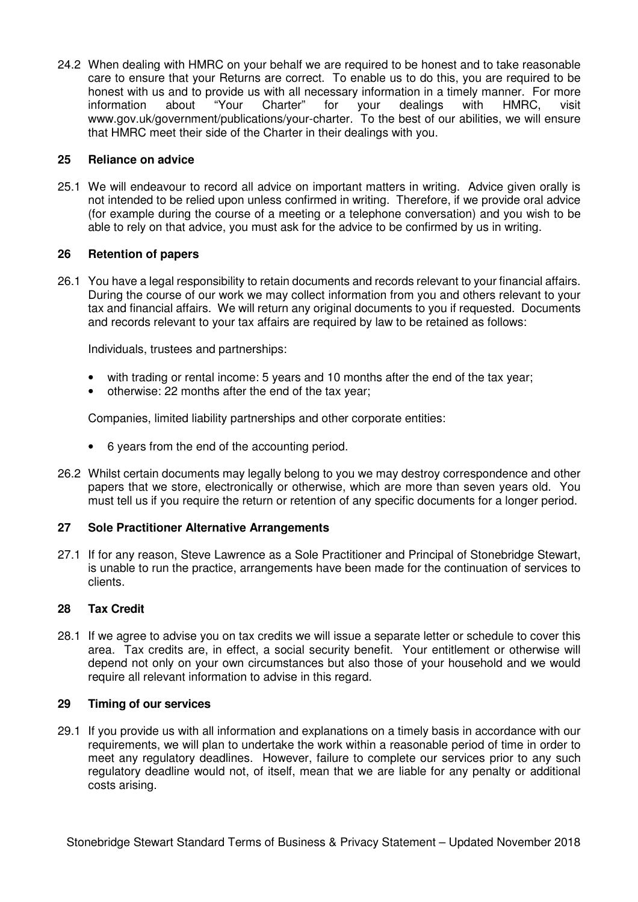24.2 When dealing with HMRC on your behalf we are required to be honest and to take reasonable care to ensure that your Returns are correct. To enable us to do this, you are required to be honest with us and to provide us with all necessary information in a timely manner. For more information about "Your Charter" for your dealings with HMRC, visit www.gov.uk/government/publications/your-charter. To the best of our abilities, we will ensure that HMRC meet their side of the Charter in their dealings with you.

## 25 Reliance on advice

25.1 We will endeavour to record all advice on important matters in writing. Advice given orally is not intended to be relied upon unless confirmed in writing. Therefore, if we provide oral advice (for example during the course of a meeting or a telephone conversation) and you wish to be able to rely on that advice, you must ask for the advice to be confirmed by us in writing.

## 26 Retention of papers

26.1 You have a legal responsibility to retain documents and records relevant to your financial affairs. During the course of our work we may collect information from you and others relevant to your tax and financial affairs. We will return any original documents to you if requested. Documents and records relevant to your tax affairs are required by law to be retained as follows:

Individuals, trustees and partnerships:

- with trading or rental income: 5 years and 10 months after the end of the tax year;
- otherwise: 22 months after the end of the tax year;

Companies, limited liability partnerships and other corporate entities:

- 6 years from the end of the accounting period.

26.2 Whilst certain documents may legally belong to you we may destroy correspondence and other papers that we store, electronically or otherwise, which are more than seven years old. You must tell us if you require the return or retention of any specific documents for a longer period.

## 27 Sole Practitioner Alternative Arrangements

27.1 If for any reason, Steve Lawrence as a Sole Practitioner and Principal of Stonebridge Stewart, is unable to run the practice, arrangements have been made for the continuation of services to clients.

## 28 Tax Credit

28.1 If we agree to advise you on tax credits we will issue a separate letter or schedule to cover this area. Tax credits are, in effect, a social security benefit. Your entitlement or otherwise will depend not only on your own circumstances but also those of your household and we would require all relevant information to advise in this regard.

## 29 Timing of our services

29.1 If you provide us with all information and explanations on a timely basis in accordance with our requirements, we will plan to undertake the work within a reasonable period of time in order to meet any regulatory deadlines. However, failure to complete our services prior to any such regulatory deadline would not, of itself, mean that we are liable for any penalty or additional costs arising.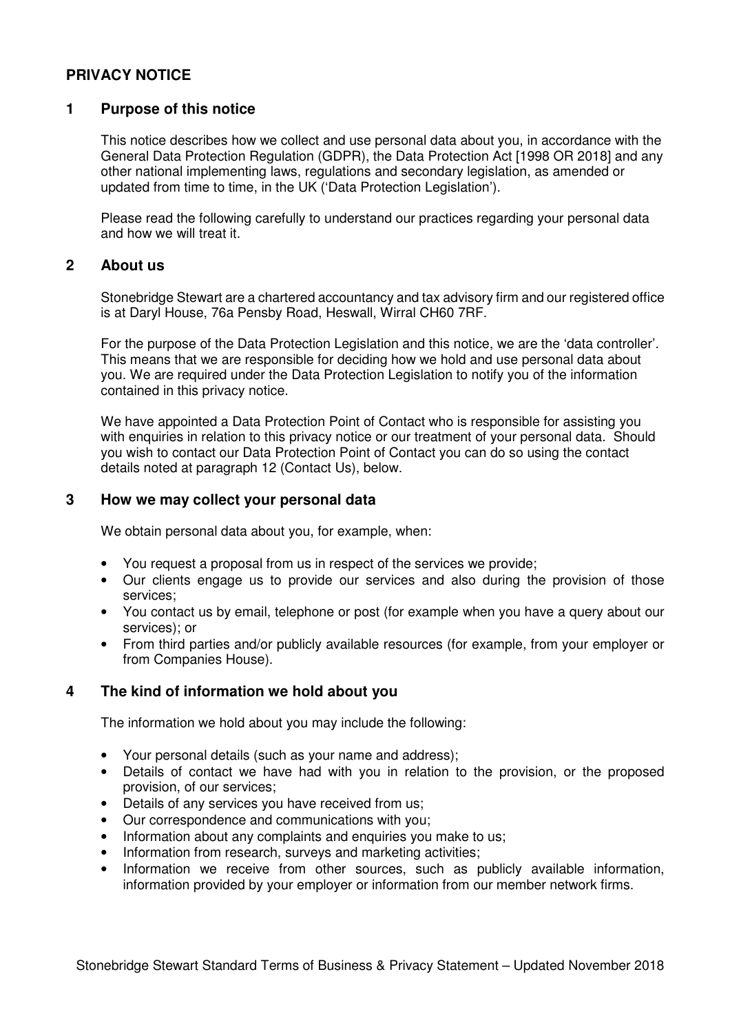## PRIVACY NOTICE

### 1 Purpose of this notice

This notice describes how we collect and use personal data about you, in accordance with the General Data Protection Regulation (GDPR), the Data Protection Act [1998 OR 2018] and any other national implementing laws, regulations and secondary legislation, as amended or updated from time to time, in the UK ('Data Protection Legislation').

Please read the following carefully to understand our practices regarding your personal data and how we will treat it.

### 2 About us

Stonebridge Stewart are a chartered accountancy and tax advisory firm and our registered office is at Daryl House, 76a Pensby Road, Heswall, Wirral CH60 7RF.

For the purpose of the Data Protection Legislation and this notice, we are the 'data controller'. This means that we are responsible for deciding how we hold and use personal data about you. We are required under the Data Protection Legislation to notify you of the information contained in this privacy notice.

We have appointed a Data Protection Point of Contact who is responsible for assisting you with enquiries in relation to this privacy notice or our treatment of your personal data. Should you wish to contact our Data Protection Point of Contact you can do so using the contact details noted at paragraph 12 (Contact Us), below.

### 3 How we may collect your personal data

We obtain personal data about you, for example, when:

- You request a proposal from us in respect of the services we provide;
- Our clients engage us to provide our services and also during the provision of those services;
- You contact us by email, telephone or post (for example when you have a query about our services); or
- From third parties and/or publicly available resources (for example, from your employer or from Companies House).

### 4 The kind of information we hold about you

The information we hold about you may include the following:

- Your personal details (such as your name and address);
- Details of contact we have had with you in relation to the provision, or the proposed provision, of our services;
- Details of any services you have received from us;
- Our correspondence and communications with you;
- Information about any complaints and enquiries you make to us;
- Information from research, surveys and marketing activities;
- Information we receive from other sources, such as publicly available information, information provided by your employer or information from our member network firms.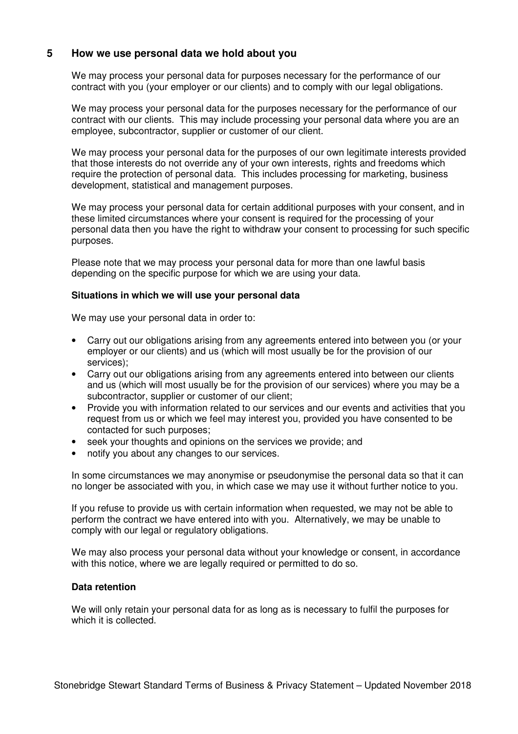## 5 How we use personal data we hold about you

We may process your personal data for purposes necessary for the performance of our contract with you (your employer or our clients) and to comply with our legal obligations.

We may process your personal data for the purposes necessary for the performance of our contract with our clients. This may include processing your personal data where you are an employee, subcontractor, supplier or customer of our client.

We may process your personal data for the purposes of our own legitimate interests provided that those interests do not override any of your own interests, rights and freedoms which require the protection of personal data. This includes processing for marketing, business development, statistical and management purposes.

We may process your personal data for certain additional purposes with your consent, and in these limited circumstances where your consent is required for the processing of your personal data then you have the right to withdraw your consent to processing for such specific purposes.

Please note that we may process your personal data for more than one lawful basis depending on the specific purpose for which we are using your data.

**Situations in which we will use your personal data**

We may use your personal data in order to:

- Carry out our obligations arising from any agreements entered into between you (or your employer or our clients) and us (which will most usually be for the provision of our services);
- Carry out our obligations arising from any agreements entered into between our clients and us (which will most usually be for the provision of our services) where you may be a subcontractor, supplier or customer of our client;
- Provide you with information related to our services and our events and activities that you request from us or which we feel may interest you, provided you have consented to be contacted for such purposes;
- seek your thoughts and opinions on the services we provide; and
- notify you about any changes to our services.

In some circumstances we may anonymise or pseudonymise the personal data so that it can no longer be associated with you, in which case we may use it without further notice to you.

If you refuse to provide us with certain information when requested, we may not be able to perform the contract we have entered into with you. Alternatively, we may be unable to comply with our legal or regulatory obligations.

We may also process your personal data without your knowledge or consent, in accordance with this notice, where we are legally required or permitted to do so.

**Data retention**

We will only retain your personal data for as long as is necessary to fulfil the purposes for which it is collected.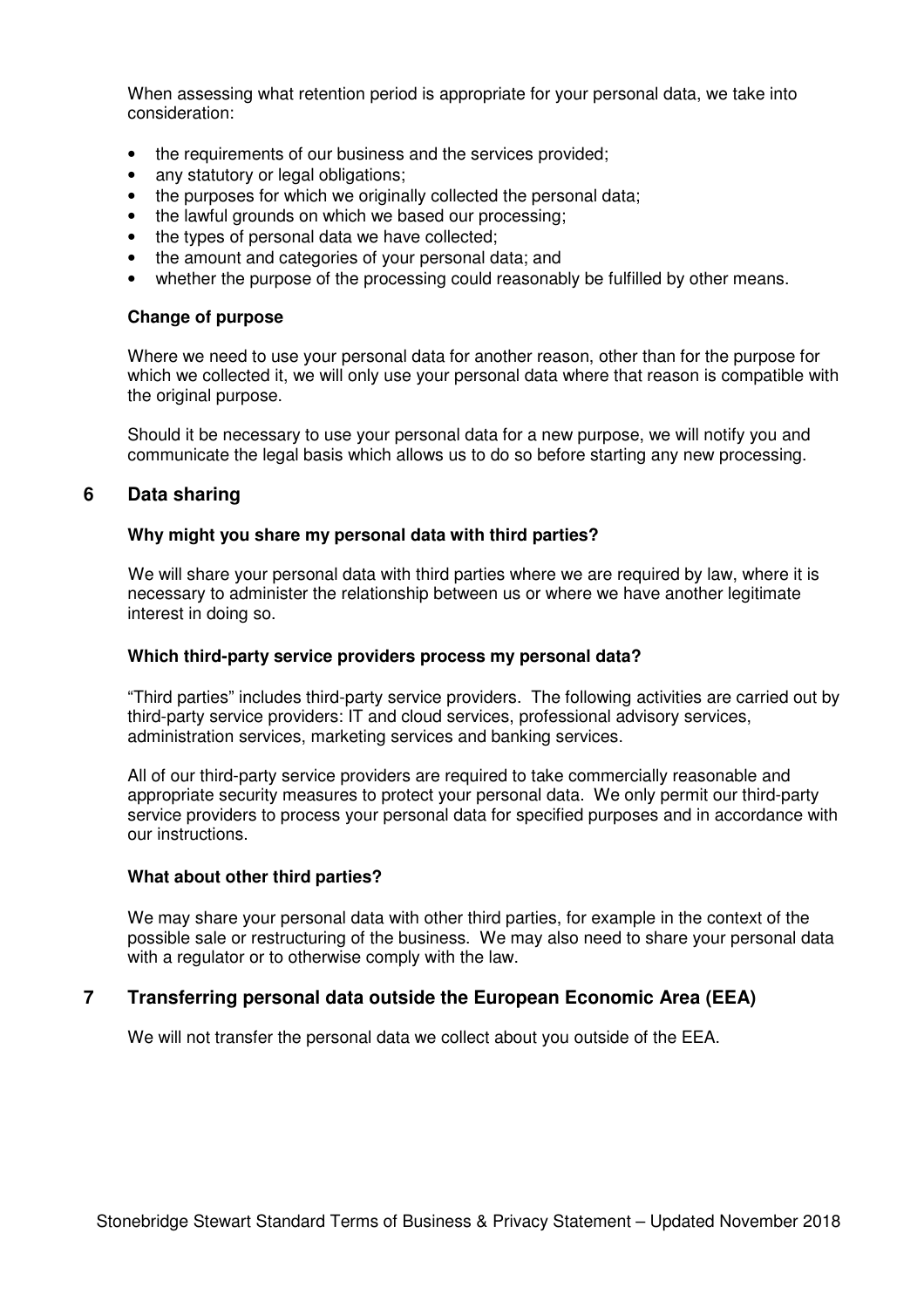When assessing what retention period is appropriate for your personal data, we take into consideration:

- the requirements of our business and the services provided;
- any statutory or legal obligations;
- the purposes for which we originally collected the personal data;
- the lawful grounds on which we based our processing;
- the types of personal data we have collected;
- the amount and categories of your personal data; and
- whether the purpose of the processing could reasonably be fulfilled by other means.

**Change of purpose**

Where we need to use your personal data for another reason, other than for the purpose for which we collected it, we will only use your personal data where that reason is compatible with the original purpose.

Should it be necessary to use your personal data for a new purpose, we will notify you and communicate the legal basis which allows us to do so before starting any new processing.

## 6 Data sharing

**Why might you share my personal data with third parties?**

We will share your personal data with third parties where we are required by law, where it is necessary to administer the relationship between us or where we have another legitimate interest in doing so.

**Which third-party service providers process my personal data?**

"Third parties" includes third-party service providers. The following activities are carried out by third-party service providers: IT and cloud services, professional advisory services, administration services, marketing services and banking services.

All of our third-party service providers are required to take commercially reasonable and appropriate security measures to protect your personal data. We only permit our third-party service providers to process your personal data for specified purposes and in accordance with our instructions.

**What about other third parties?**

We may share your personal data with other third parties, for example in the context of the possible sale or restructuring of the business. We may also need to share your personal data with a regulator or to otherwise comply with the law.

## 7 Transferring personal data outside the European Economic Area (EEA)

We will not transfer the personal data we collect about you outside of the EEA.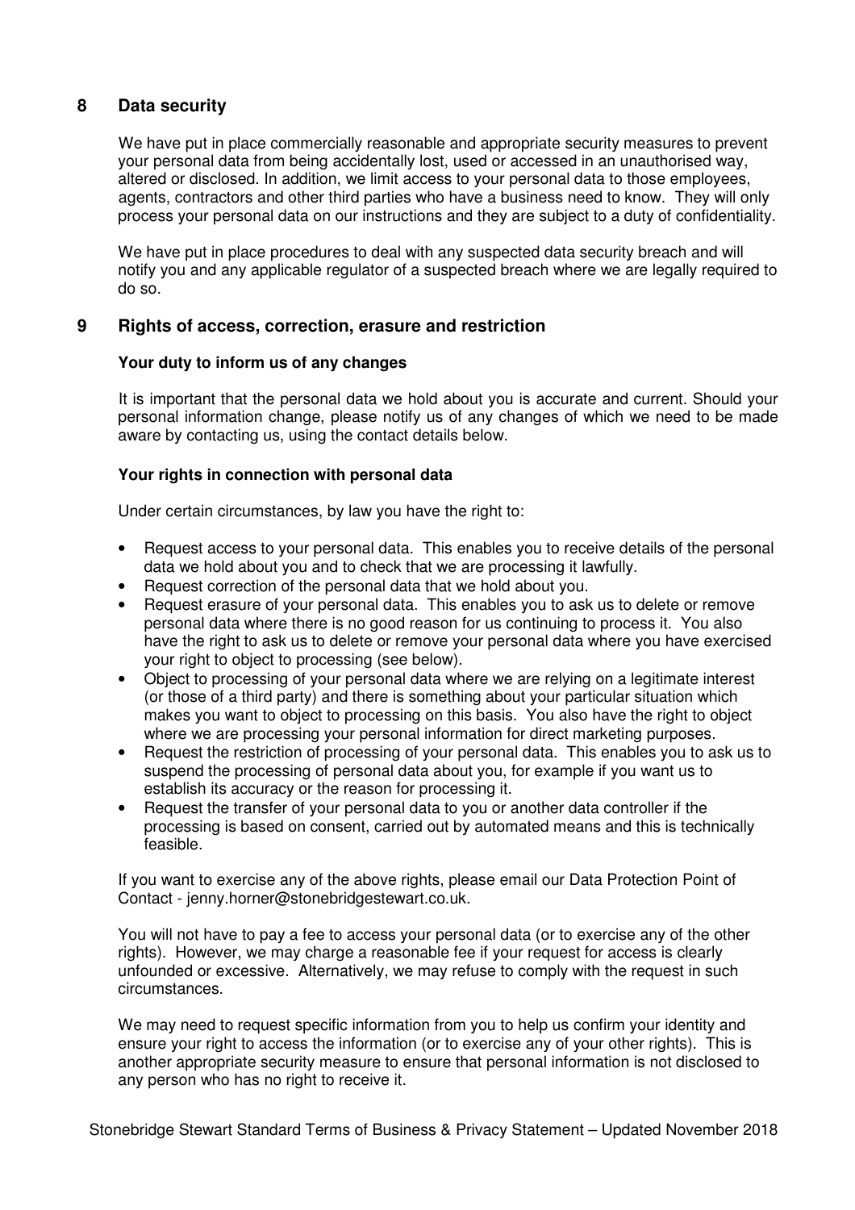## 8 Data security

We have put in place commercially reasonable and appropriate security measures to prevent your personal data from being accidentally lost, used or accessed in an unauthorised way, altered or disclosed. In addition, we limit access to your personal data to those employees, agents, contractors and other third parties who have a business need to know. They will only process your personal data on our instructions and they are subject to a duty of confidentiality.

We have put in place procedures to deal with any suspected data security breach and will notify you and any applicable regulator of a suspected breach where we are legally required to do so.

## 9 Rights of access, correction, erasure and restriction

**Your duty to inform us of any changes**

It is important that the personal data we hold about you is accurate and current. Should your personal information change, please notify us of any changes of which we need to be made aware by contacting us, using the contact details below.

**Your rights in connection with personal data**

Under certain circumstances, by law you have the right to:

- Request access to your personal data. This enables you to receive details of the personal data we hold about you and to check that we are processing it lawfully.
- Request correction of the personal data that we hold about you.
- Request erasure of your personal data. This enables you to ask us to delete or remove personal data where there is no good reason for us continuing to process it. You also have the right to ask us to delete or remove your personal data where you have exercised your right to object to processing (see below).
- Object to processing of your personal data where we are relying on a legitimate interest (or those of a third party) and there is something about your particular situation which makes you want to object to processing on this basis. You also have the right to object where we are processing your personal information for direct marketing purposes.
- Request the restriction of processing of your personal data. This enables you to ask us to suspend the processing of personal data about you, for example if you want us to establish its accuracy or the reason for processing it.
- Request the transfer of your personal data to you or another data controller if the processing is based on consent, carried out by automated means and this is technically feasible.

If you want to exercise any of the above rights, please email our Data Protection Point of Contact - jenny.horner@stonebridgestewart.co.uk.

You will not have to pay a fee to access your personal data (or to exercise any of the other rights). However, we may charge a reasonable fee if your request for access is clearly unfounded or excessive. Alternatively, we may refuse to comply with the request in such circumstances.

We may need to request specific information from you to help us confirm your identity and ensure your right to access the information (or to exercise any of your other rights). This is another appropriate security measure to ensure that personal information is not disclosed to any person who has no right to receive it.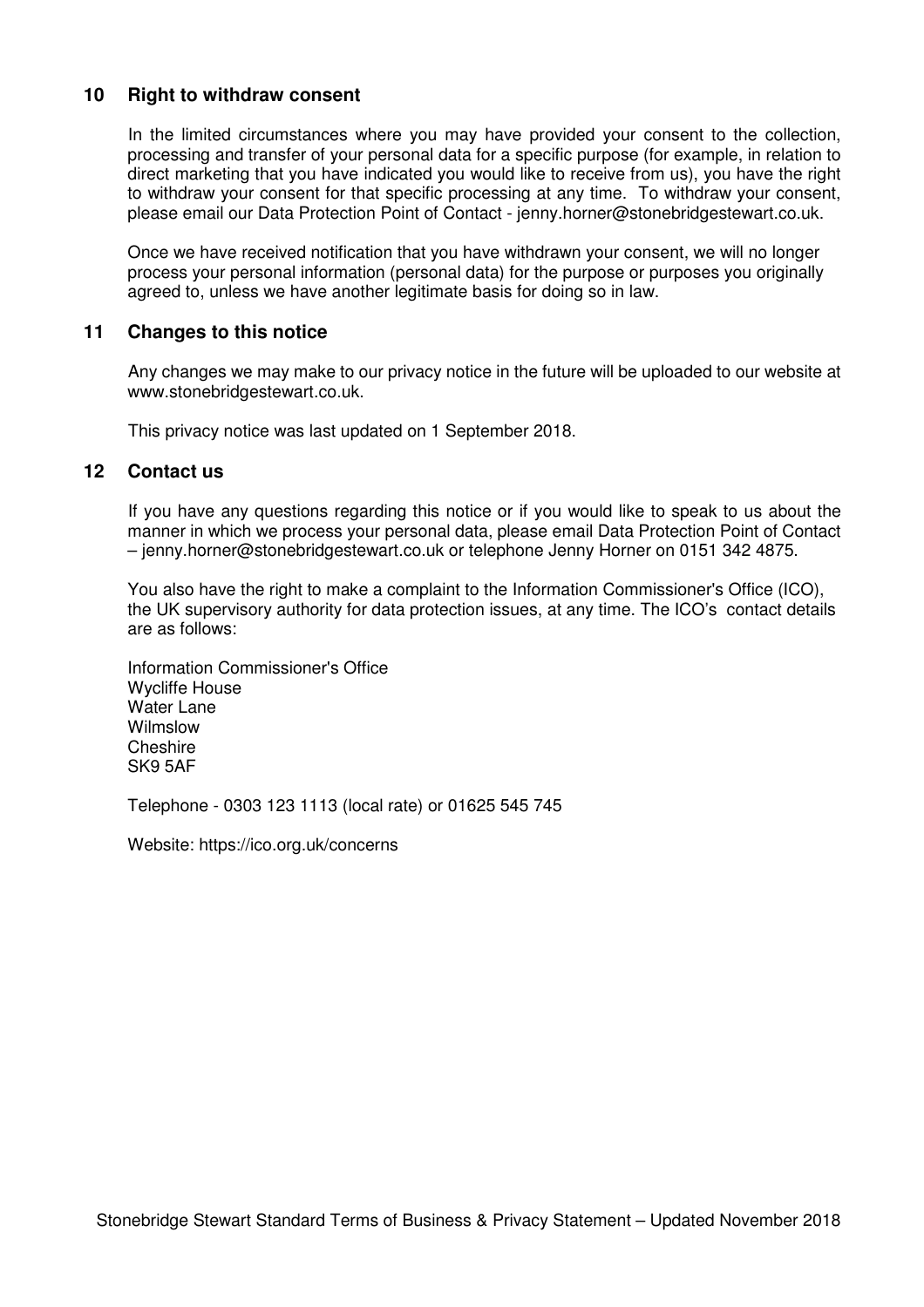## 10 Right to withdraw consent

In the limited circumstances where you may have provided your consent to the collection, processing and transfer of your personal data for a specific purpose (for example, in relation to direct marketing that you have indicated you would like to receive from us), you have the right to withdraw your consent for that specific processing at any time. To withdraw your consent, please email our Data Protection Point of Contact - jenny.horner@stonebridgestewart.co.uk.

Once we have received notification that you have withdrawn your consent, we will no longer process your personal information (personal data) for the purpose or purposes you originally agreed to, unless we have another legitimate basis for doing so in law.

## 11 Changes to this notice

Any changes we may make to our privacy notice in the future will be uploaded to our website at www.stonebridgestewart.co.uk.

This privacy notice was last updated on 1 September 2018.

## 12 Contact us

If you have any questions regarding this notice or if you would like to speak to us about the manner in which we process your personal data, please email Data Protection Point of Contact – jenny.horner@stonebridgestewart.co.uk or telephone Jenny Horner on 0151 342 4875.

You also have the right to make a complaint to the Information Commissioner's Office (ICO), the UK supervisory authority for data protection issues, at any time. The ICO's contact details are as follows:

Information Commissioner's Office
Wycliffe House
Water Lane
Wilmslow
Cheshire
SK9 5AF

Telephone - 0303 123 1113 (local rate) or 01625 545 745

Website: https://ico.org.uk/concerns